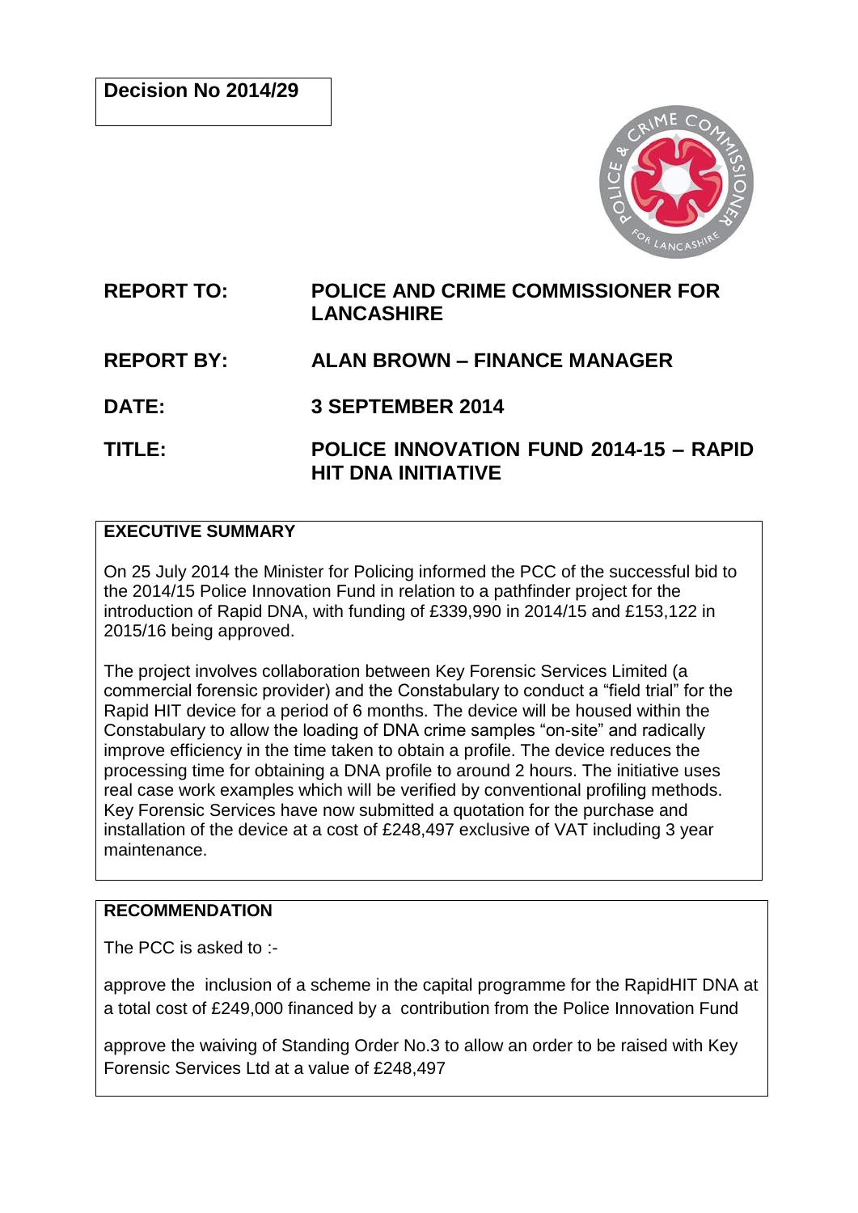**Decision No 2014/29**

| | |
|---|---|
| **REPORT TO:** | **POLICE AND CRIME COMMISSIONER FOR LANCASHIRE** |
| **REPORT BY:** | **ALAN BROWN – FINANCE MANAGER** |
| **DATE:** | **3 SEPTEMBER 2014** |
| **TITLE:** | **POLICE INNOVATION FUND 2014-15 – RAPID HIT DNA INITIATIVE** |

## EXECUTIVE SUMMARY

On 25 July 2014 the Minister for Policing informed the PCC of the successful bid to the 2014/15 Police Innovation Fund in relation to a pathfinder project for the introduction of Rapid DNA, with funding of £339,990 in 2014/15 and £153,122 in 2015/16 being approved.

The project involves collaboration between Key Forensic Services Limited (a commercial forensic provider) and the Constabulary to conduct a "field trial" for the Rapid HIT device for a period of 6 months. The device will be housed within the Constabulary to allow the loading of DNA crime samples "on-site" and radically improve efficiency in the time taken to obtain a profile. The device reduces the processing time for obtaining a DNA profile to around 2 hours. The initiative uses real case work examples which will be verified by conventional profiling methods. Key Forensic Services have now submitted a quotation for the purchase and installation of the device at a cost of £248,497 exclusive of VAT including 3 year maintenance.

## RECOMMENDATION

The PCC is asked to :-

approve the inclusion of a scheme in the capital programme for the RapidHIT DNA at a total cost of £249,000 financed by a contribution from the Police Innovation Fund

approve the waiving of Standing Order No.3 to allow an order to be raised with Key Forensic Services Ltd at a value of £248,497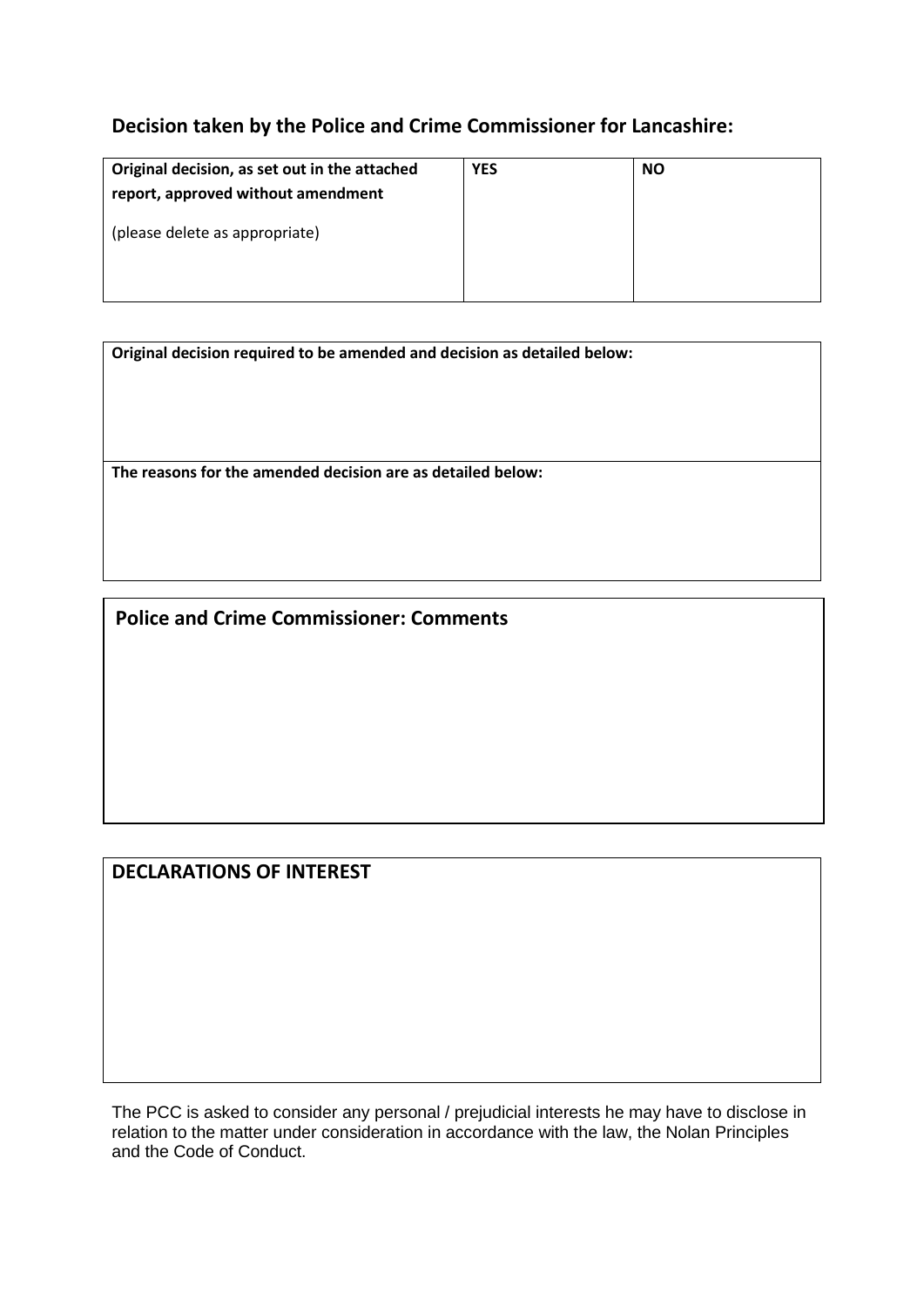## Decision taken by the Police and Crime Commissioner for Lancashire:

| Original decision, as set out in the attached report, approved without amendment<br><br>(please delete as appropriate) | YES | NO |
|---|---|---|

| Original decision required to be amended and decision as detailed below: |
|---|
| **The reasons for the amended decision are as detailed below:** |

| Police and Crime Commissioner: Comments |
|---|
| |

| DECLARATIONS OF INTEREST |
|---|
| |

The PCC is asked to consider any personal / prejudicial interests he may have to disclose in relation to the matter under consideration in accordance with the law, the Nolan Principles and the Code of Conduct.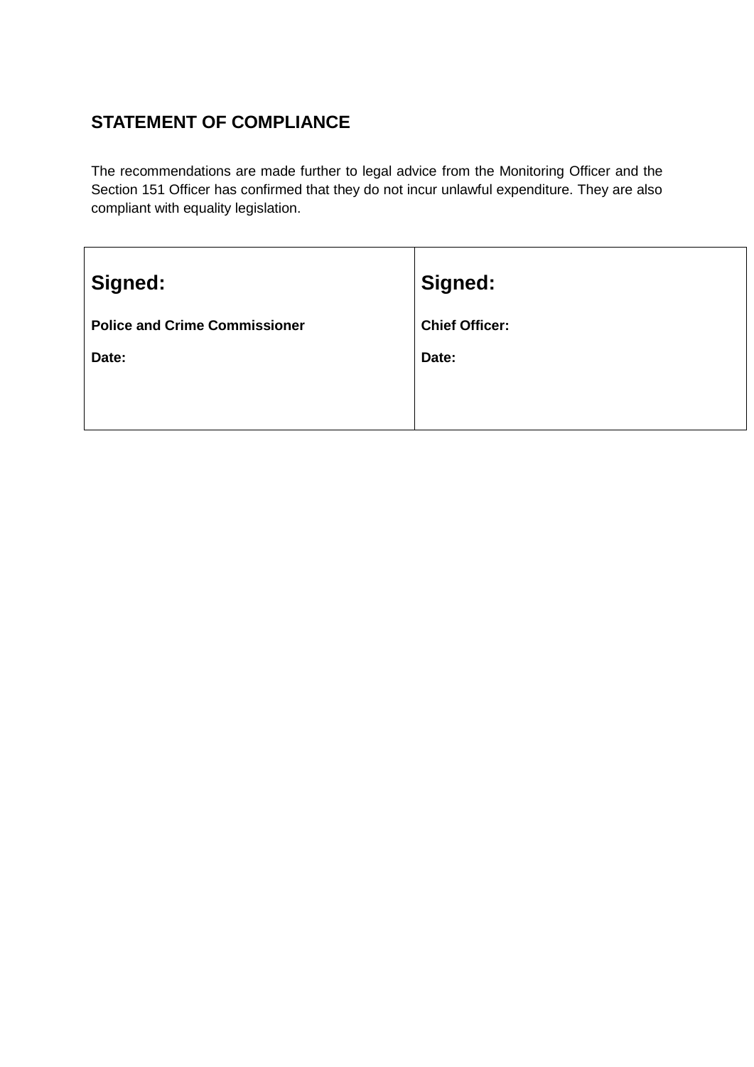## STATEMENT OF COMPLIANCE

The recommendations are made further to legal advice from the Monitoring Officer and the Section 151 Officer has confirmed that they do not incur unlawful expenditure. They are also compliant with equality legislation.

| **Signed:** | **Signed:** |
|---|---|
| **Police and Crime Commissioner** | **Chief Officer:** |
| **Date:** | **Date:** |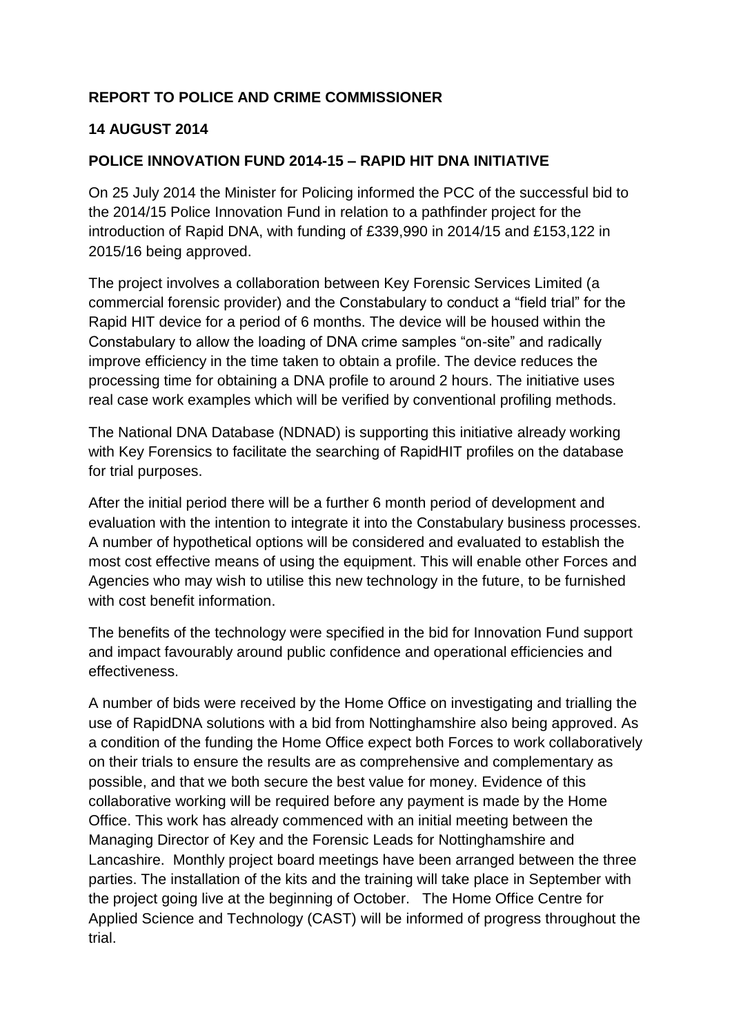**REPORT TO POLICE AND CRIME COMMISSIONER**

**14 AUGUST 2014**

**POLICE INNOVATION FUND 2014-15 – RAPID HIT DNA INITIATIVE**

On 25 July 2014 the Minister for Policing informed the PCC of the successful bid to the 2014/15 Police Innovation Fund in relation to a pathfinder project for the introduction of Rapid DNA, with funding of £339,990 in 2014/15 and £153,122 in 2015/16 being approved.

The project involves a collaboration between Key Forensic Services Limited (a commercial forensic provider) and the Constabulary to conduct a "field trial" for the Rapid HIT device for a period of 6 months. The device will be housed within the Constabulary to allow the loading of DNA crime samples "on-site" and radically improve efficiency in the time taken to obtain a profile. The device reduces the processing time for obtaining a DNA profile to around 2 hours. The initiative uses real case work examples which will be verified by conventional profiling methods.

The National DNA Database (NDNAD) is supporting this initiative already working with Key Forensics to facilitate the searching of RapidHIT profiles on the database for trial purposes.

After the initial period there will be a further 6 month period of development and evaluation with the intention to integrate it into the Constabulary business processes. A number of hypothetical options will be considered and evaluated to establish the most cost effective means of using the equipment. This will enable other Forces and Agencies who may wish to utilise this new technology in the future, to be furnished with cost benefit information.

The benefits of the technology were specified in the bid for Innovation Fund support and impact favourably around public confidence and operational efficiencies and effectiveness.

A number of bids were received by the Home Office on investigating and trialling the use of RapidDNA solutions with a bid from Nottinghamshire also being approved. As a condition of the funding the Home Office expect both Forces to work collaboratively on their trials to ensure the results are as comprehensive and complementary as possible, and that we both secure the best value for money. Evidence of this collaborative working will be required before any payment is made by the Home Office. This work has already commenced with an initial meeting between the Managing Director of Key and the Forensic Leads for Nottinghamshire and Lancashire. Monthly project board meetings have been arranged between the three parties. The installation of the kits and the training will take place in September with the project going live at the beginning of October. The Home Office Centre for Applied Science and Technology (CAST) will be informed of progress throughout the trial.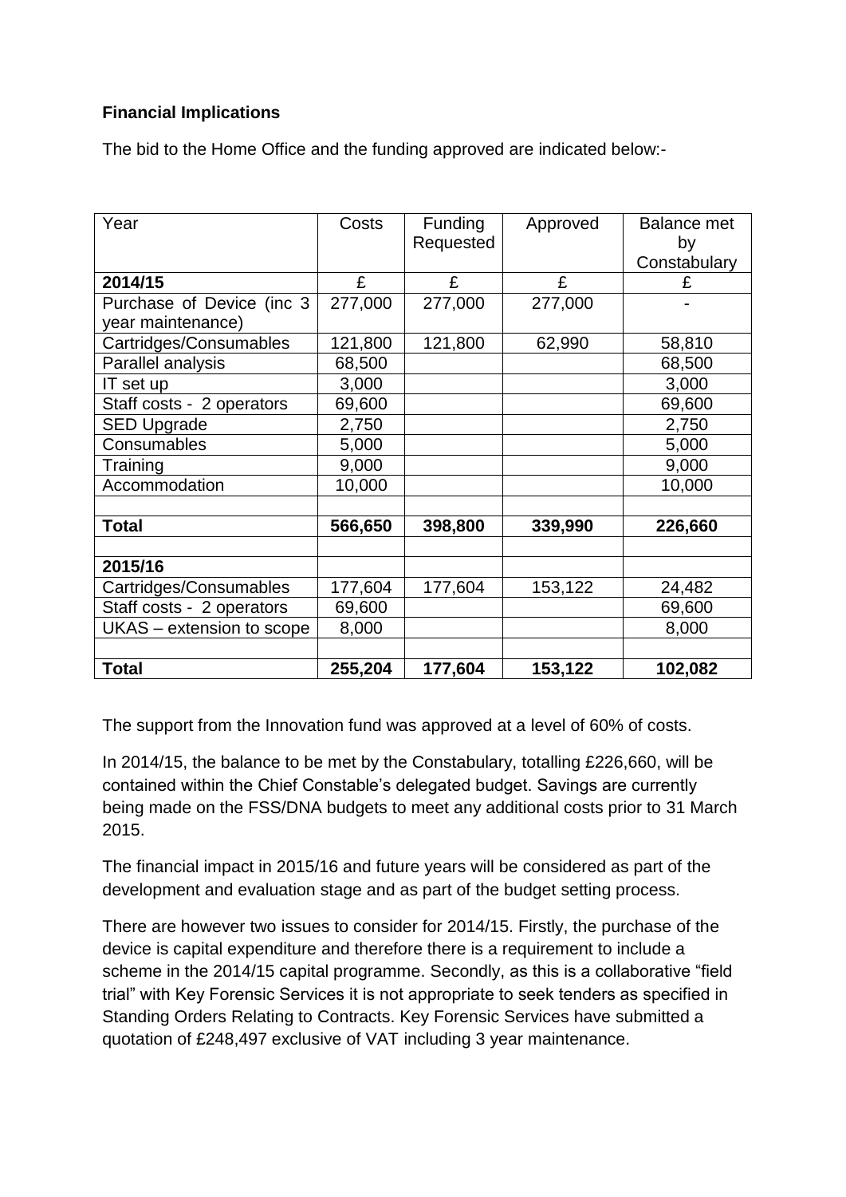**Financial Implications**

The bid to the Home Office and the funding approved are indicated below:-

| Year | Costs | Funding Requested | Approved | Balance met by Constabulary |
|---|---|---|---|---|
| **2014/15** | £ | £ | £ | £ |
| Purchase of Device (inc 3 year maintenance) | 277,000 | 277,000 | 277,000 | - |
| Cartridges/Consumables | 121,800 | 121,800 | 62,990 | 58,810 |
| Parallel analysis | 68,500 | | | 68,500 |
| IT set up | 3,000 | | | 3,000 |
| Staff costs - 2 operators | 69,600 | | | 69,600 |
| SED Upgrade | 2,750 | | | 2,750 |
| Consumables | 5,000 | | | 5,000 |
| Training | 9,000 | | | 9,000 |
| Accommodation | 10,000 | | | 10,000 |
| | | | | |
| **Total** | **566,650** | **398,800** | **339,990** | **226,660** |
| | | | | |
| **2015/16** | | | | |
| Cartridges/Consumables | 177,604 | 177,604 | 153,122 | 24,482 |
| Staff costs - 2 operators | 69,600 | | | 69,600 |
| UKAS – extension to scope | 8,000 | | | 8,000 |
| | | | | |
| **Total** | **255,204** | **177,604** | **153,122** | **102,082** |

The support from the Innovation fund was approved at a level of 60% of costs.

In 2014/15, the balance to be met by the Constabulary, totalling £226,660, will be contained within the Chief Constable's delegated budget. Savings are currently being made on the FSS/DNA budgets to meet any additional costs prior to 31 March 2015.

The financial impact in 2015/16 and future years will be considered as part of the development and evaluation stage and as part of the budget setting process.

There are however two issues to consider for 2014/15. Firstly, the purchase of the device is capital expenditure and therefore there is a requirement to include a scheme in the 2014/15 capital programme. Secondly, as this is a collaborative "field trial" with Key Forensic Services it is not appropriate to seek tenders as specified in Standing Orders Relating to Contracts. Key Forensic Services have submitted a quotation of £248,497 exclusive of VAT including 3 year maintenance.